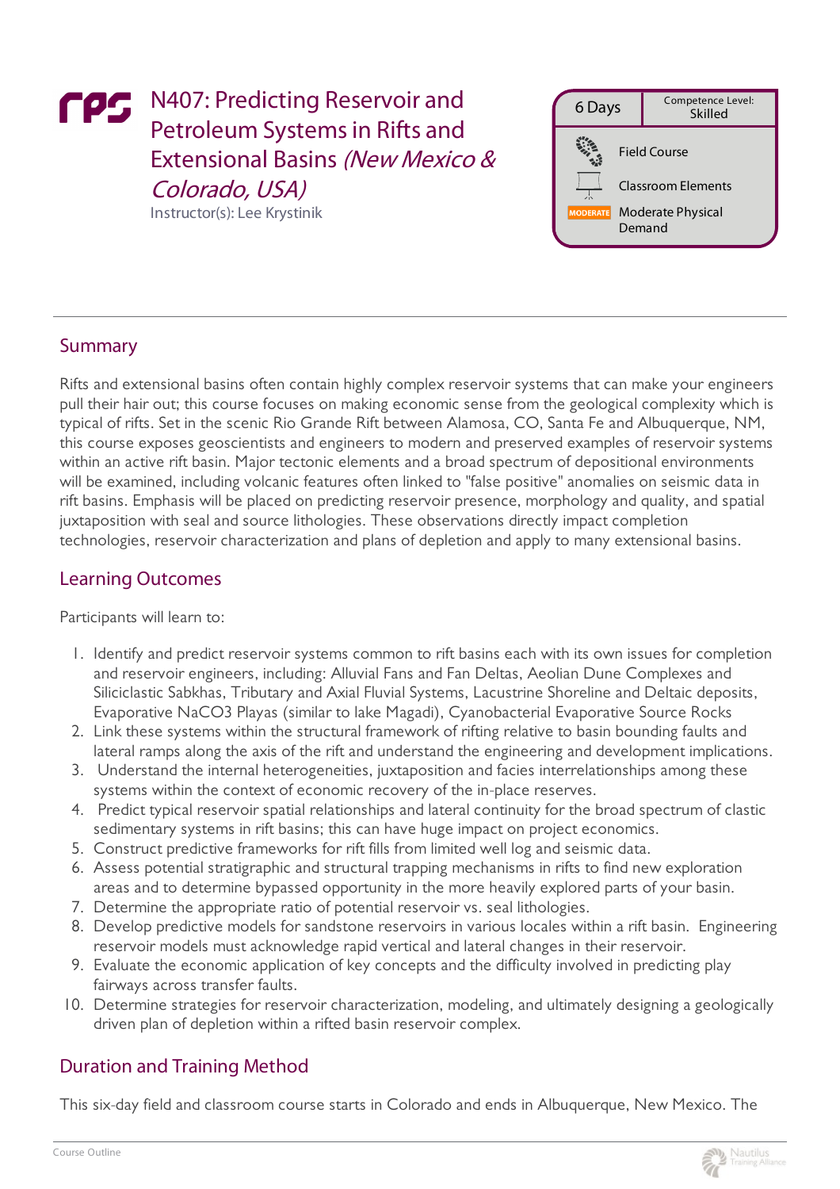# N407: Predicting Reservoir and Petroleum Systems in Rifts and Extensional Basins *(New Mexico & Colorado, USA)*

Instructor(s): Lee Krystinik

| 6 Days | Competence Level: Skilled |
|---|---|
| Field Course | |
| Classroom Elements | |
| MODERATE | Moderate Physical Demand |

## Summary

Rifts and extensional basins often contain highly complex reservoir systems that can make your engineers pull their hair out; this course focuses on making economic sense from the geological complexity which is typical of rifts. Set in the scenic Rio Grande Rift between Alamosa, CO, Santa Fe and Albuquerque, NM, this course exposes geoscientists and engineers to modern and preserved examples of reservoir systems within an active rift basin. Major tectonic elements and a broad spectrum of depositional environments will be examined, including volcanic features often linked to "false positive" anomalies on seismic data in rift basins. Emphasis will be placed on predicting reservoir presence, morphology and quality, and spatial juxtaposition with seal and source lithologies. These observations directly impact completion technologies, reservoir characterization and plans of depletion and apply to many extensional basins.

## Learning Outcomes

Participants will learn to:

1. Identify and predict reservoir systems common to rift basins each with its own issues for completion and reservoir engineers, including: Alluvial Fans and Fan Deltas, Aeolian Dune Complexes and Siliciclastic Sabkhas, Tributary and Axial Fluvial Systems, Lacustrine Shoreline and Deltaic deposits, Evaporative $NaCO_3$ Playas (similar to lake Magadi), Cyanobacterial Evaporative Source Rocks
2. Link these systems within the structural framework of rifting relative to basin bounding faults and lateral ramps along the axis of the rift and understand the engineering and development implications.
3. Understand the internal heterogeneities, juxtaposition and facies interrelationships among these systems within the context of economic recovery of the in-place reserves.
4. Predict typical reservoir spatial relationships and lateral continuity for the broad spectrum of clastic sedimentary systems in rift basins; this can have huge impact on project economics.
5. Construct predictive frameworks for rift fills from limited well log and seismic data.
6. Assess potential stratigraphic and structural trapping mechanisms in rifts to find new exploration areas and to determine bypassed opportunity in the more heavily explored parts of your basin.
7. Determine the appropriate ratio of potential reservoir vs. seal lithologies.
8. Develop predictive models for sandstone reservoirs in various locales within a rift basin. Engineering reservoir models must acknowledge rapid vertical and lateral changes in their reservoir.
9. Evaluate the economic application of key concepts and the difficulty involved in predicting play fairways across transfer faults.
10. Determine strategies for reservoir characterization, modeling, and ultimately designing a geologically driven plan of depletion within a rifted basin reservoir complex.

## Duration and Training Method

This six-day field and classroom course starts in Colorado and ends in Albuquerque, New Mexico. The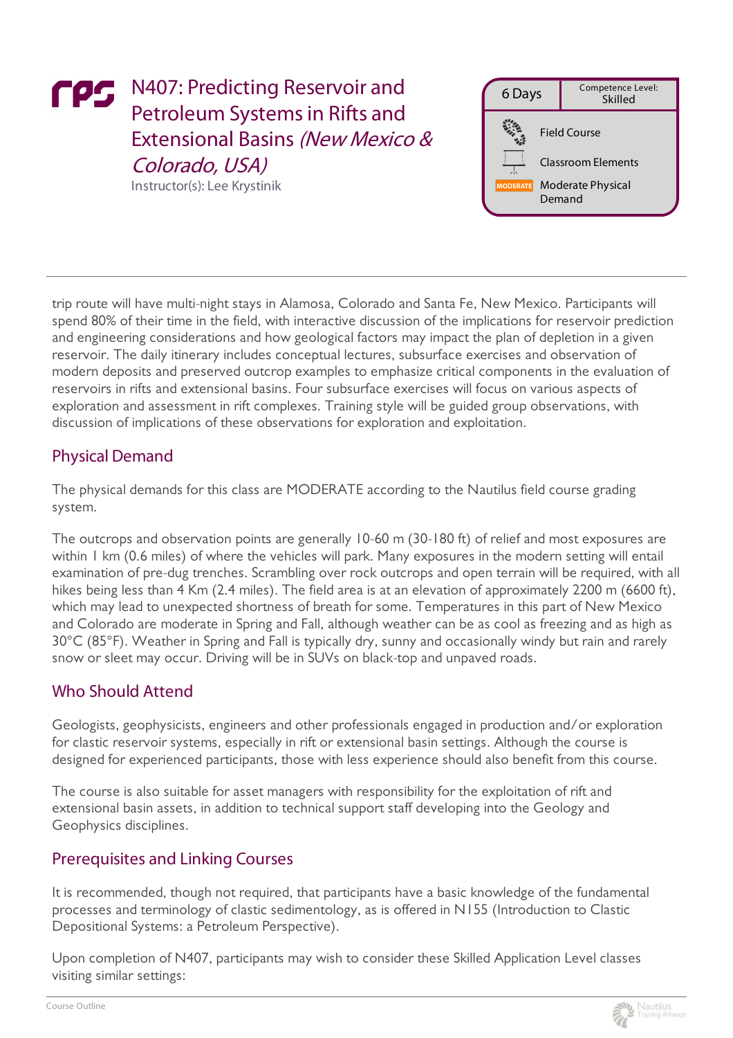# N407: Predicting Reservoir and Petroleum Systems in Rifts and Extensional Basins *(New Mexico & Colorado, USA)*

Instructor(s): Lee Krystinik

| 6 Days | Competence Level: Skilled |
|---|---|
| Field Course | |
| Classroom Elements | |
| MODERATE | Moderate Physical Demand |

trip route will have multi-night stays in Alamosa, Colorado and Santa Fe, New Mexico. Participants will spend 80% of their time in the field, with interactive discussion of the implications for reservoir prediction and engineering considerations and how geological factors may impact the plan of depletion in a given reservoir. The daily itinerary includes conceptual lectures, subsurface exercises and observation of modern deposits and preserved outcrop examples to emphasize critical components in the evaluation of reservoirs in rifts and extensional basins. Four subsurface exercises will focus on various aspects of exploration and assessment in rift complexes. Training style will be guided group observations, with discussion of implications of these observations for exploration and exploitation.

## Physical Demand

The physical demands for this class are MODERATE according to the Nautilus field course grading system.

The outcrops and observation points are generally 10-60 m (30-180 ft) of relief and most exposures are within 1 km (0.6 miles) of where the vehicles will park. Many exposures in the modern setting will entail examination of pre-dug trenches. Scrambling over rock outcrops and open terrain will be required, with all hikes being less than 4 Km (2.4 miles). The field area is at an elevation of approximately 2200 m (6600 ft), which may lead to unexpected shortness of breath for some. Temperatures in this part of New Mexico and Colorado are moderate in Spring and Fall, although weather can be as cool as freezing and as high as 30°C (85°F). Weather in Spring and Fall is typically dry, sunny and occasionally windy but rain and rarely snow or sleet may occur. Driving will be in SUVs on black-top and unpaved roads.

## Who Should Attend

Geologists, geophysicists, engineers and other professionals engaged in production and/or exploration for clastic reservoir systems, especially in rift or extensional basin settings. Although the course is designed for experienced participants, those with less experience should also benefit from this course.

The course is also suitable for asset managers with responsibility for the exploitation of rift and extensional basin assets, in addition to technical support staff developing into the Geology and Geophysics disciplines.

## Prerequisites and Linking Courses

It is recommended, though not required, that participants have a basic knowledge of the fundamental processes and terminology of clastic sedimentology, as is offered in N155 (Introduction to Clastic Depositional Systems: a Petroleum Perspective).

Upon completion of N407, participants may wish to consider these Skilled Application Level classes visiting similar settings: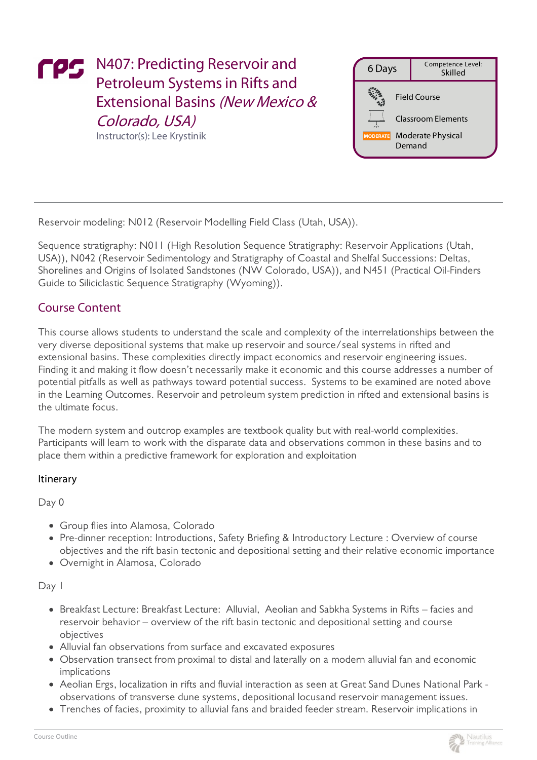# N407: Predicting Reservoir and Petroleum Systems in Rifts and Extensional Basins *(New Mexico & Colorado, USA)*

Instructor(s): Lee Krystinik

| 6 Days | Competence Level: Skilled |
| --- | --- |
| Field Course | |
| Classroom Elements | |
| MODERATE Moderate Physical Demand | |

---

Reservoir modeling: N012 (Reservoir Modelling Field Class (Utah, USA)).

Sequence stratigraphy: N011 (High Resolution Sequence Stratigraphy: Reservoir Applications (Utah, USA)), N042 (Reservoir Sedimentology and Stratigraphy of Coastal and Shelfal Successions: Deltas, Shorelines and Origins of Isolated Sandstones (NW Colorado, USA)), and N451 (Practical Oil-Finders Guide to Siliciclastic Sequence Stratigraphy (Wyoming)).

## Course Content

This course allows students to understand the scale and complexity of the interrelationships between the very diverse depositional systems that make up reservoir and source/seal systems in rifted and extensional basins. These complexities directly impact economics and reservoir engineering issues. Finding it and making it flow doesn't necessarily make it economic and this course addresses a number of potential pitfalls as well as pathways toward potential success. Systems to be examined are noted above in the Learning Outcomes. Reservoir and petroleum system prediction in rifted and extensional basins is the ultimate focus.

The modern system and outcrop examples are textbook quality but with real-world complexities. Participants will learn to work with the disparate data and observations common in these basins and to place them within a predictive framework for exploration and exploitation

### Itinerary

Day 0

- Group flies into Alamosa, Colorado
- Pre-dinner reception: Introductions, Safety Briefing & Introductory Lecture : Overview of course objectives and the rift basin tectonic and depositional setting and their relative economic importance
- Overnight in Alamosa, Colorado

Day 1

- Breakfast Lecture: Breakfast Lecture: Alluvial, Aeolian and Sabkha Systems in Rifts – facies and reservoir behavior – overview of the rift basin tectonic and depositional setting and course objectives
- Alluvial fan observations from surface and excavated exposures
- Observation transect from proximal to distal and laterally on a modern alluvial fan and economic implications
- Aeolian Ergs, localization in rifts and fluvial interaction as seen at Great Sand Dunes National Park - observations of transverse dune systems, depositional locusand reservoir management issues.
- Trenches of facies, proximity to alluvial fans and braided feeder stream. Reservoir implications in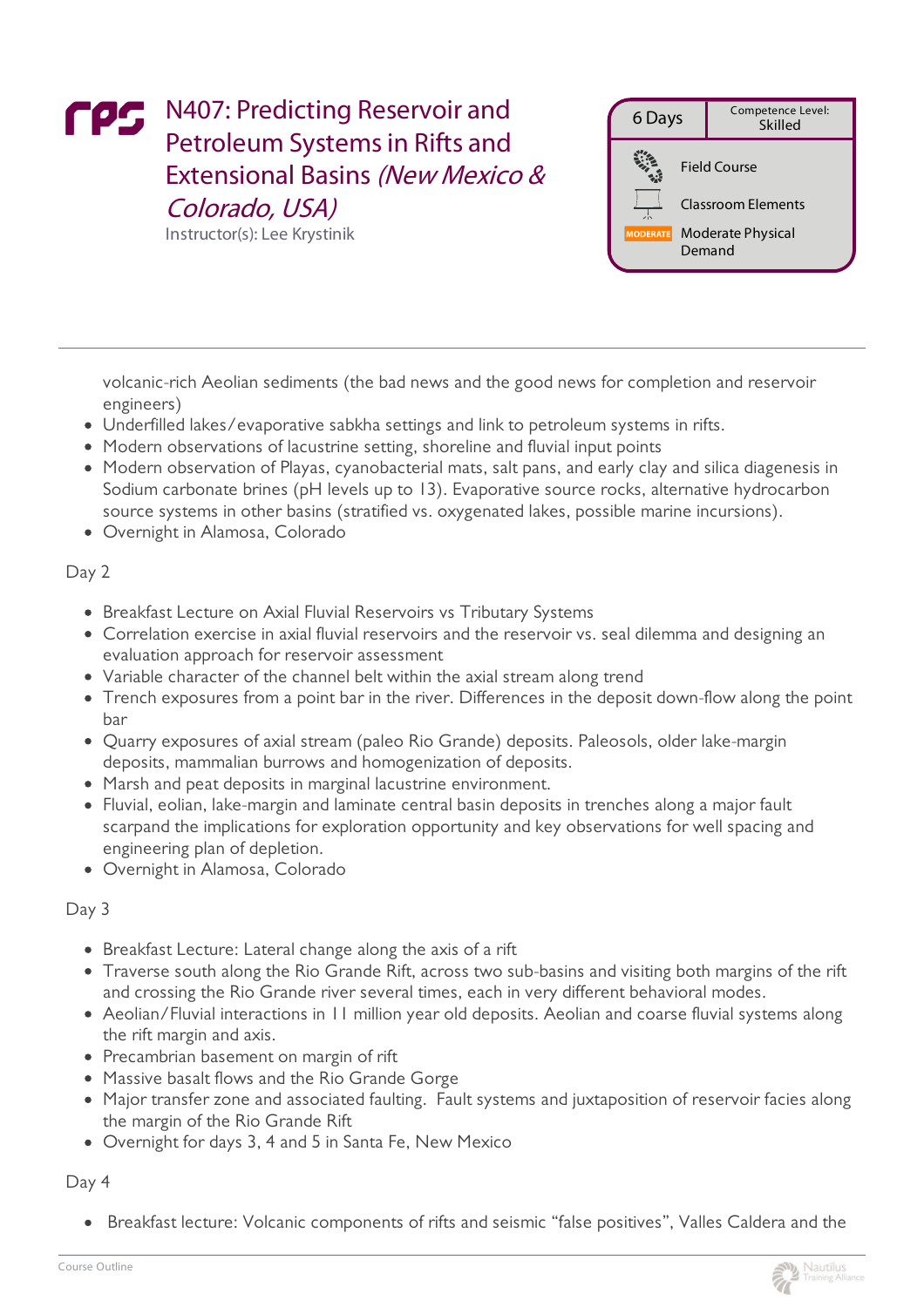# N407: Predicting Reservoir and Petroleum Systems in Rifts and Extensional Basins *(New Mexico & Colorado, USA)*

Instructor(s): Lee Krystinik

| 6 Days | Competence Level: Skilled |
|---|---|
| Field Course | |
| Classroom Elements | |
| Moderate Physical Demand | |

volcanic-rich Aeolian sediments (the bad news and the good news for completion and reservoir engineers)

- Underfilled lakes/evaporative sabkha settings and link to petroleum systems in rifts.
- Modern observations of lacustrine setting, shoreline and fluvial input points
- Modern observation of Playas, cyanobacterial mats, salt pans, and early clay and silica diagenesis in Sodium carbonate brines (pH levels up to 13). Evaporative source rocks, alternative hydrocarbon source systems in other basins (stratified vs. oxygenated lakes, possible marine incursions).
- Overnight in Alamosa, Colorado

Day 2

- Breakfast Lecture on Axial Fluvial Reservoirs vs Tributary Systems
- Correlation exercise in axial fluvial reservoirs and the reservoir vs. seal dilemma and designing an evaluation approach for reservoir assessment
- Variable character of the channel belt within the axial stream along trend
- Trench exposures from a point bar in the river. Differences in the deposit down-flow along the point bar
- Quarry exposures of axial stream (paleo Rio Grande) deposits. Paleosols, older lake-margin deposits, mammalian burrows and homogenization of deposits.
- Marsh and peat deposits in marginal lacustrine environment.
- Fluvial, eolian, lake-margin and laminate central basin deposits in trenches along a major fault scarpand the implications for exploration opportunity and key observations for well spacing and engineering plan of depletion.
- Overnight in Alamosa, Colorado

Day 3

- Breakfast Lecture: Lateral change along the axis of a rift
- Traverse south along the Rio Grande Rift, across two sub-basins and visiting both margins of the rift and crossing the Rio Grande river several times, each in very different behavioral modes.
- Aeolian/Fluvial interactions in 11 million year old deposits. Aeolian and coarse fluvial systems along the rift margin and axis.
- Precambrian basement on margin of rift
- Massive basalt flows and the Rio Grande Gorge
- Major transfer zone and associated faulting. Fault systems and juxtaposition of reservoir facies along the margin of the Rio Grande Rift
- Overnight for days 3, 4 and 5 in Santa Fe, New Mexico

Day 4

- Breakfast lecture: Volcanic components of rifts and seismic "false positives", Valles Caldera and the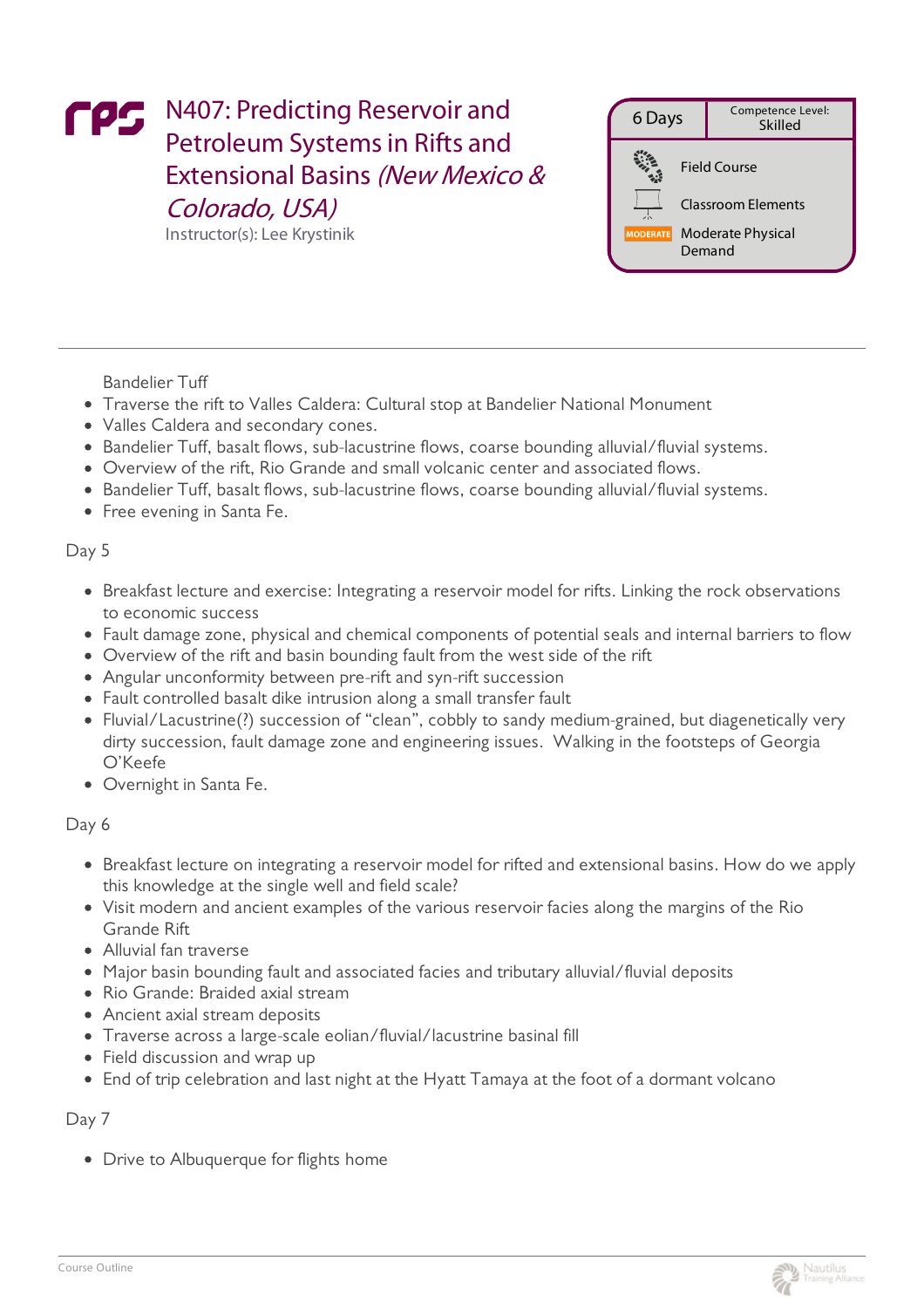Bandelier Tuff

- Traverse the rift to Valles Caldera: Cultural stop at Bandelier National Monument
- Valles Caldera and secondary cones.
- Bandelier Tuff, basalt flows, sub-lacustrine flows, coarse bounding alluvial/fluvial systems.
- Overview of the rift, Rio Grande and small volcanic center and associated flows.
- Bandelier Tuff, basalt flows, sub-lacustrine flows, coarse bounding alluvial/fluvial systems.
- Free evening in Santa Fe.

Day 5

- Breakfast lecture and exercise: Integrating a reservoir model for rifts. Linking the rock observations to economic success
- Fault damage zone, physical and chemical components of potential seals and internal barriers to flow
- Overview of the rift and basin bounding fault from the west side of the rift
- Angular unconformity between pre-rift and syn-rift succession
- Fault controlled basalt dike intrusion along a small transfer fault
- Fluvial/Lacustrine(?) succession of "clean", cobbly to sandy medium-grained, but diagenetically very dirty succession, fault damage zone and engineering issues. Walking in the footsteps of Georgia O'Keefe
- Overnight in Santa Fe.

Day 6

- Breakfast lecture on integrating a reservoir model for rifted and extensional basins. How do we apply this knowledge at the single well and field scale?
- Visit modern and ancient examples of the various reservoir facies along the margins of the Rio Grande Rift
- Alluvial fan traverse
- Major basin bounding fault and associated facies and tributary alluvial/fluvial deposits
- Rio Grande: Braided axial stream
- Ancient axial stream deposits
- Traverse across a large-scale eolian/fluvial/lacustrine basinal fill
- Field discussion and wrap up
- End of trip celebration and last night at the Hyatt Tamaya at the foot of a dormant volcano

Day 7

- Drive to Albuquerque for flights home